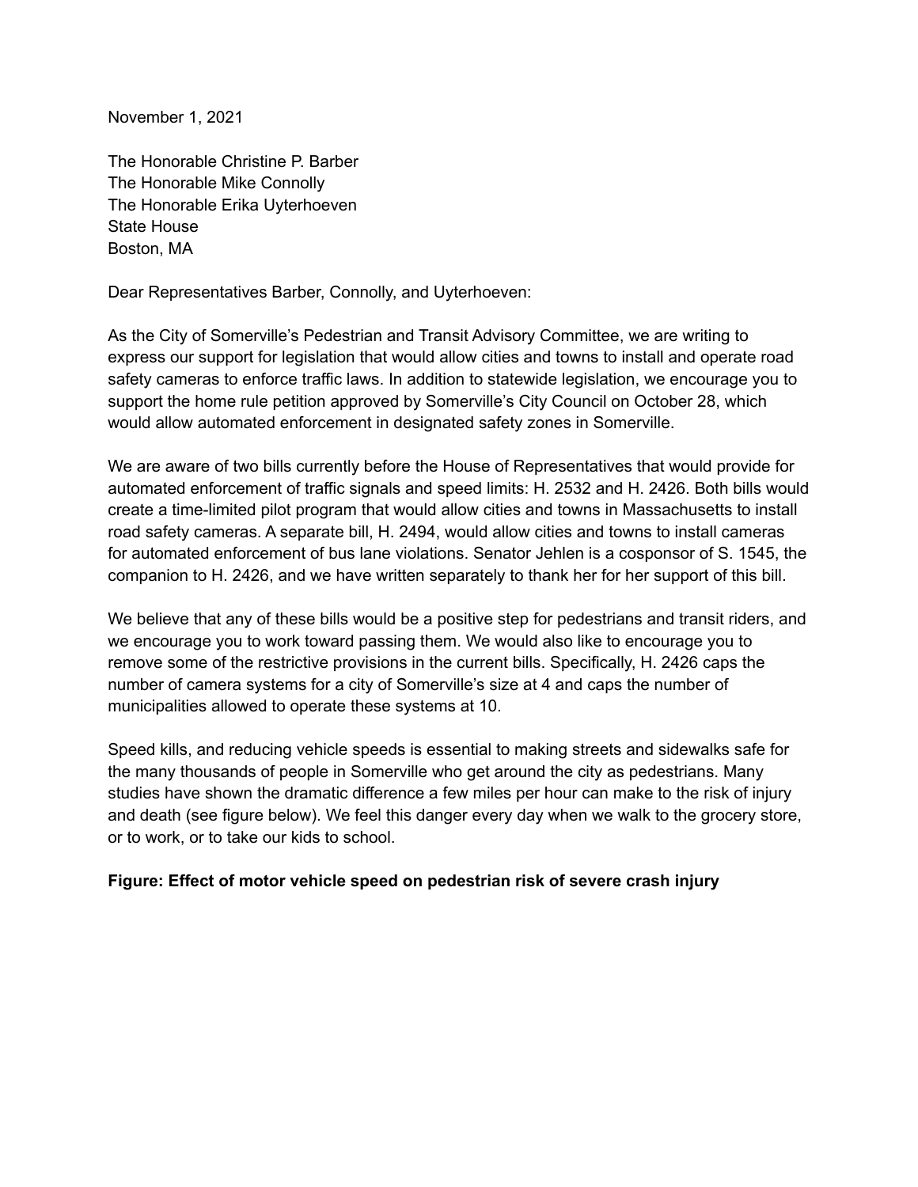November 1, 2021

The Honorable Christine P. Barber
The Honorable Mike Connolly
The Honorable Erika Uyterhoeven
State House
Boston, MA

Dear Representatives Barber, Connolly, and Uyterhoeven:

As the City of Somerville's Pedestrian and Transit Advisory Committee, we are writing to express our support for legislation that would allow cities and towns to install and operate road safety cameras to enforce traffic laws. In addition to statewide legislation, we encourage you to support the home rule petition approved by Somerville's City Council on October 28, which would allow automated enforcement in designated safety zones in Somerville.

We are aware of two bills currently before the House of Representatives that would provide for automated enforcement of traffic signals and speed limits: H. 2532 and H. 2426. Both bills would create a time-limited pilot program that would allow cities and towns in Massachusetts to install road safety cameras. A separate bill, H. 2494, would allow cities and towns to install cameras for automated enforcement of bus lane violations. Senator Jehlen is a cosponsor of S. 1545, the companion to H. 2426, and we have written separately to thank her for her support of this bill.

We believe that any of these bills would be a positive step for pedestrians and transit riders, and we encourage you to work toward passing them. We would also like to encourage you to remove some of the restrictive provisions in the current bills. Specifically, H. 2426 caps the number of camera systems for a city of Somerville's size at 4 and caps the number of municipalities allowed to operate these systems at 10.

Speed kills, and reducing vehicle speeds is essential to making streets and sidewalks safe for the many thousands of people in Somerville who get around the city as pedestrians. Many studies have shown the dramatic difference a few miles per hour can make to the risk of injury and death (see figure below). We feel this danger every day when we walk to the grocery store, or to work, or to take our kids to school.

**Figure: Effect of motor vehicle speed on pedestrian risk of severe crash injury**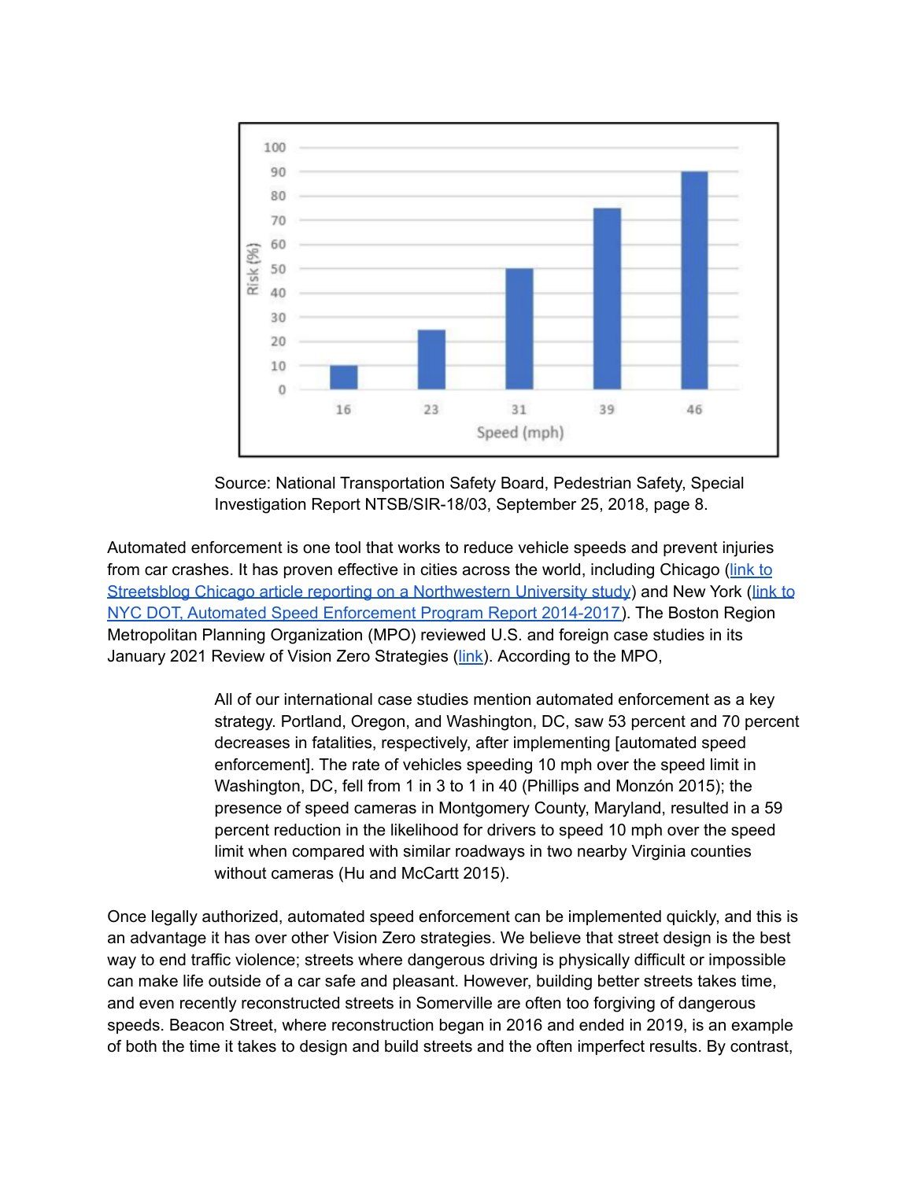| Speed (mph) | Risk (%) |
|---|---|
| 16 | 10 |
| 23 | 25 |
| 31 | 50 |
| 39 | 75 |
| 46 | 90 |

Source: National Transportation Safety Board, Pedestrian Safety, Special Investigation Report NTSB/SIR-18/03, September 25, 2018, page 8.

Automated enforcement is one tool that works to reduce vehicle speeds and prevent injuries from car crashes. It has proven effective in cities across the world, including Chicago (link to Streetsblog Chicago article reporting on a Northwestern University study) and New York (link to NYC DOT, Automated Speed Enforcement Program Report 2014-2017). The Boston Region Metropolitan Planning Organization (MPO) reviewed U.S. and foreign case studies in its January 2021 Review of Vision Zero Strategies (link). According to the MPO,

> All of our international case studies mention automated enforcement as a key strategy. Portland, Oregon, and Washington, DC, saw 53 percent and 70 percent decreases in fatalities, respectively, after implementing [automated speed enforcement]. The rate of vehicles speeding 10 mph over the speed limit in Washington, DC, fell from 1 in 3 to 1 in 40 (Phillips and Monzón 2015); the presence of speed cameras in Montgomery County, Maryland, resulted in a 59 percent reduction in the likelihood for drivers to speed 10 mph over the speed limit when compared with similar roadways in two nearby Virginia counties without cameras (Hu and McCartt 2015).

Once legally authorized, automated speed enforcement can be implemented quickly, and this is an advantage it has over other Vision Zero strategies. We believe that street design is the best way to end traffic violence; streets where dangerous driving is physically difficult or impossible can make life outside of a car safe and pleasant. However, building better streets takes time, and even recently reconstructed streets in Somerville are often too forgiving of dangerous speeds. Beacon Street, where reconstruction began in 2016 and ended in 2019, is an example of both the time it takes to design and build streets and the often imperfect results. By contrast,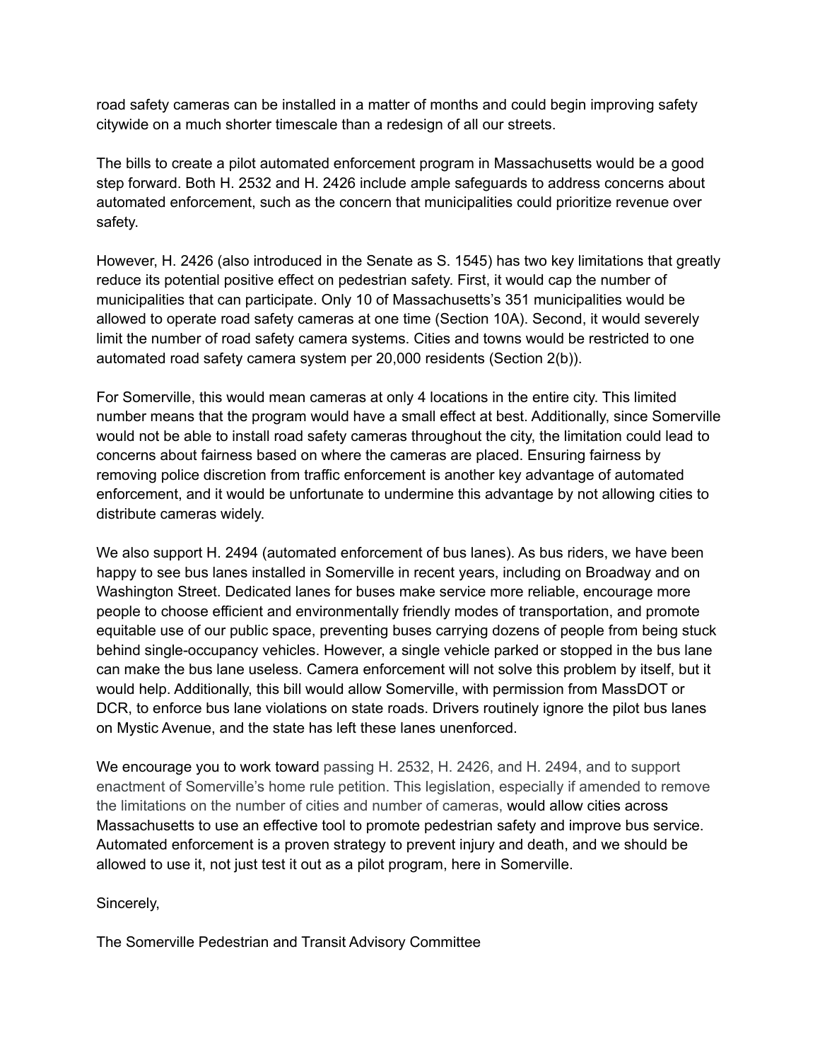road safety cameras can be installed in a matter of months and could begin improving safety citywide on a much shorter timescale than a redesign of all our streets.

The bills to create a pilot automated enforcement program in Massachusetts would be a good step forward. Both H. 2532 and H. 2426 include ample safeguards to address concerns about automated enforcement, such as the concern that municipalities could prioritize revenue over safety.

However, H. 2426 (also introduced in the Senate as S. 1545) has two key limitations that greatly reduce its potential positive effect on pedestrian safety. First, it would cap the number of municipalities that can participate. Only 10 of Massachusetts's 351 municipalities would be allowed to operate road safety cameras at one time (Section 10A). Second, it would severely limit the number of road safety camera systems. Cities and towns would be restricted to one automated road safety camera system per 20,000 residents (Section 2(b)).

For Somerville, this would mean cameras at only 4 locations in the entire city. This limited number means that the program would have a small effect at best. Additionally, since Somerville would not be able to install road safety cameras throughout the city, the limitation could lead to concerns about fairness based on where the cameras are placed. Ensuring fairness by removing police discretion from traffic enforcement is another key advantage of automated enforcement, and it would be unfortunate to undermine this advantage by not allowing cities to distribute cameras widely.

We also support H. 2494 (automated enforcement of bus lanes). As bus riders, we have been happy to see bus lanes installed in Somerville in recent years, including on Broadway and on Washington Street. Dedicated lanes for buses make service more reliable, encourage more people to choose efficient and environmentally friendly modes of transportation, and promote equitable use of our public space, preventing buses carrying dozens of people from being stuck behind single-occupancy vehicles. However, a single vehicle parked or stopped in the bus lane can make the bus lane useless. Camera enforcement will not solve this problem by itself, but it would help. Additionally, this bill would allow Somerville, with permission from MassDOT or DCR, to enforce bus lane violations on state roads. Drivers routinely ignore the pilot bus lanes on Mystic Avenue, and the state has left these lanes unenforced.

We encourage you to work toward passing H. 2532, H. 2426, and H. 2494, and to support enactment of Somerville's home rule petition. This legislation, especially if amended to remove the limitations on the number of cities and number of cameras, would allow cities across Massachusetts to use an effective tool to promote pedestrian safety and improve bus service. Automated enforcement is a proven strategy to prevent injury and death, and we should be allowed to use it, not just test it out as a pilot program, here in Somerville.

Sincerely,

The Somerville Pedestrian and Transit Advisory Committee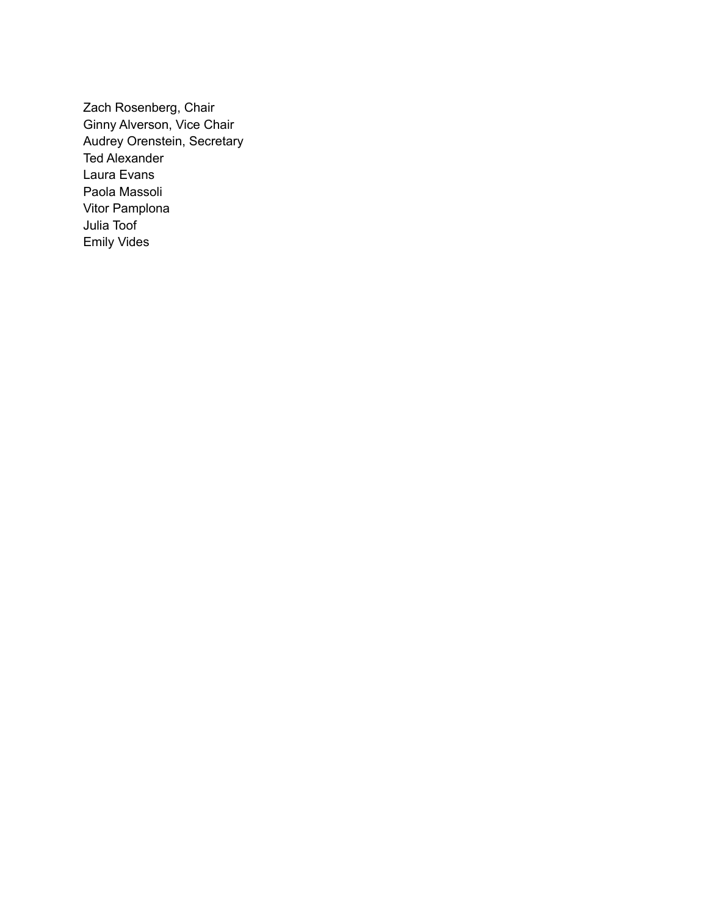Zach Rosenberg, Chair  
Ginny Alverson, Vice Chair  
Audrey Orenstein, Secretary  
Ted Alexander  
Laura Evans  
Paola Massoli  
Vitor Pamplona  
Julia Toof  
Emily Vides